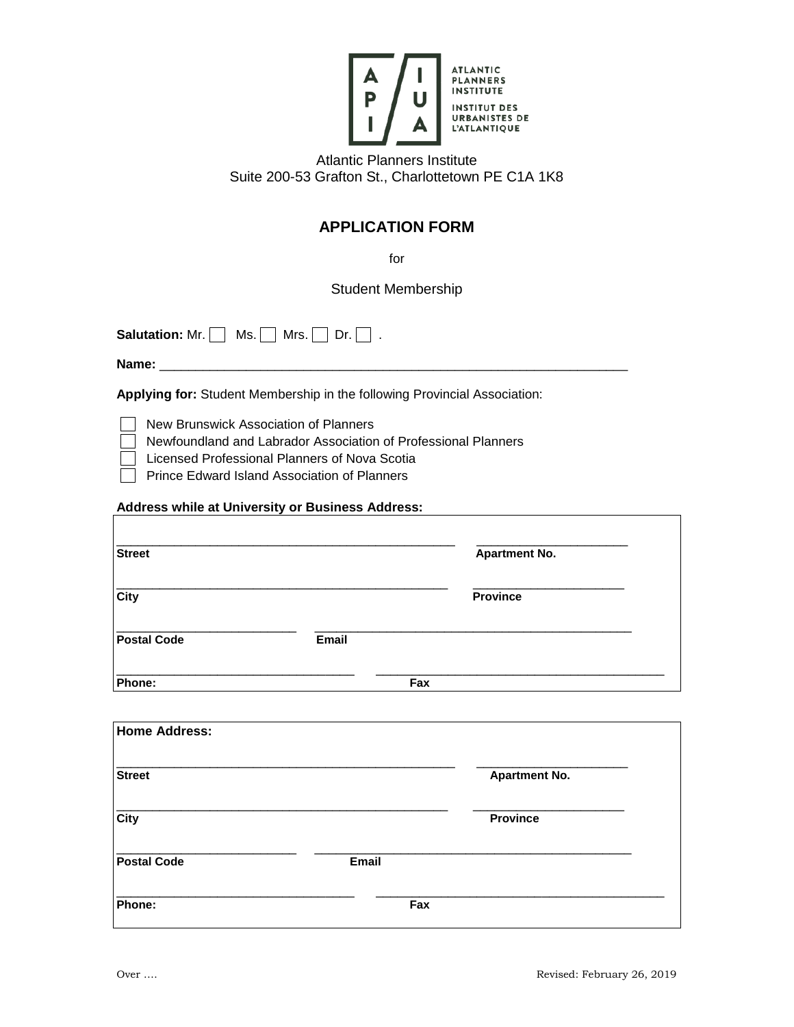ATLANTIC PLANNERS INSTITUTE

INSTITUT DES URBANISTES DE L'ATLANTIQUE

Atlantic Planners Institute
Suite 200-53 Grafton St., Charlottetown PE C1A 1K8

## APPLICATION FORM

for

Student Membership

**Salutation:** Mr. ☐ Ms. ☐ Mrs. ☐ Dr. ☐ .

**Name:** ____________________________________________________________

**Applying for:** Student Membership in the following Provincial Association:

- ☐ New Brunswick Association of Planners
- ☐ Newfoundland and Labrador Association of Professional Planners
- ☐ Licensed Professional Planners of Nova Scotia
- ☐ Prince Edward Island Association of Planners

**Address while at University or Business Address:**

| | |
|---|---|
| ____________________________ | ____________________ |
| **Street** | **Apartment No.** |
| ____________________________ | ____________________ |
| **City** | **Province** |
| ____________________________ | ____________________ |
| **Postal Code** | **Email** |
| ____________________________ | ____________________ |
| **Phone:** | **Fax** |

| **Home Address:** | |
|---|---|
| ____________________________ | ____________________ |
| **Street** | **Apartment No.** |
| ____________________________ | ____________________ |
| **City** | **Province** |
| ____________________________ | ____________________ |
| **Postal Code** | **Email** |
| ____________________________ | ____________________ |
| **Phone:** | **Fax** |

Over ….

Revised: February 26, 2019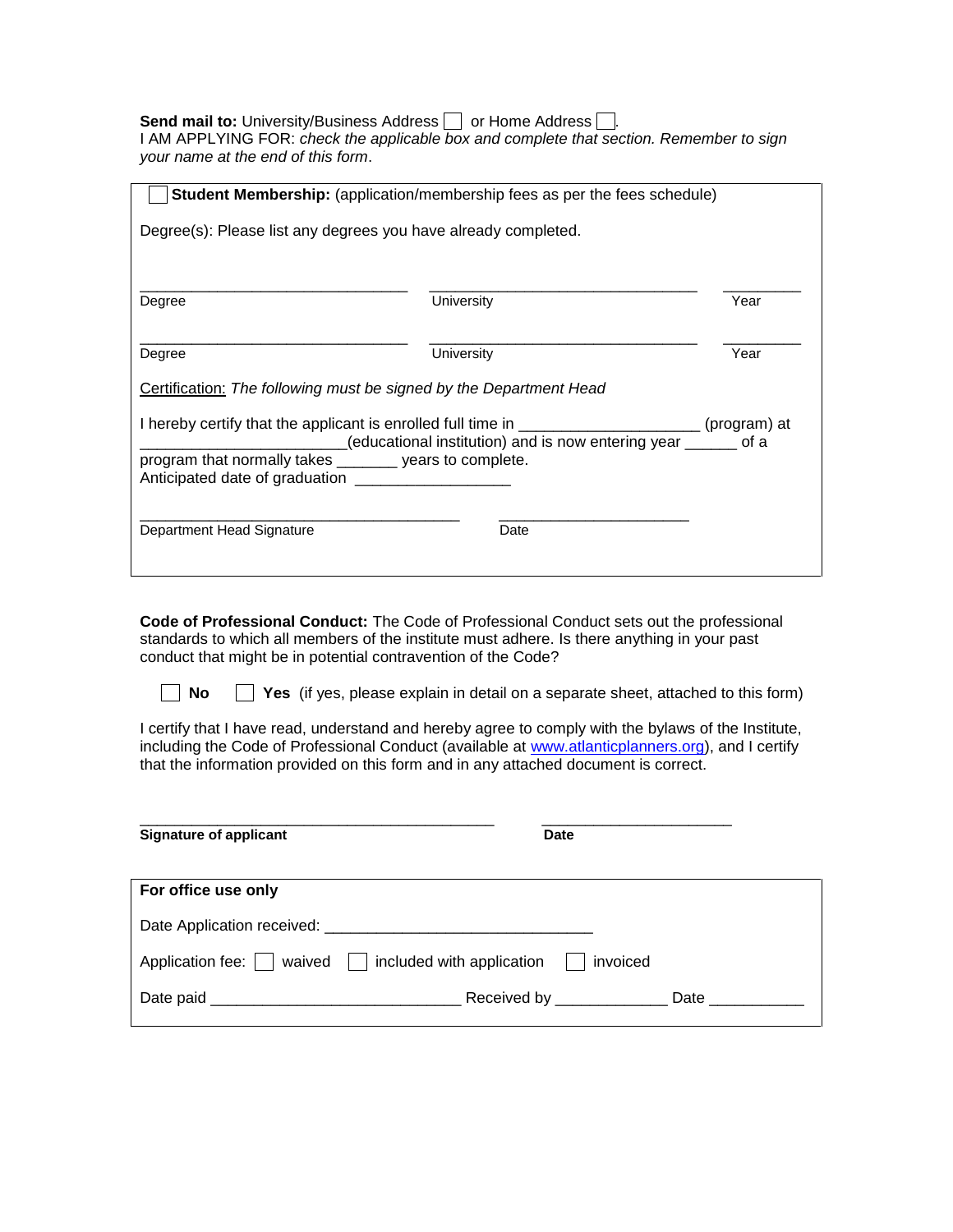**Send mail to:** University/Business Address ☐ or Home Address ☐.

I AM APPLYING FOR: *check the applicable box and complete that section. Remember to sign your name at the end of this form*.

☐ **Student Membership:** (application/membership fees as per the fees schedule)

Degree(s): Please list any degrees you have already completed.

| Degree | University | Year |
|---|---|---|
| ______________________________ | ______________________________ | ________ |
| ______________________________ | ______________________________ | ________ |

Certification: *The following must be signed by the Department Head*

I hereby certify that the applicant is enrolled full time in ____________________ (program) at ______________________(educational institution) and is now entering year ______ of a program that normally takes _______ years to complete.

Anticipated date of graduation _________________

____________________________________ Department Head Signature

______________________ Date

**Code of Professional Conduct:** The Code of Professional Conduct sets out the professional standards to which all members of the institute must adhere. Is there anything in your past conduct that might be in potential contravention of the Code?

☐ **No** ☐ **Yes** (if yes, please explain in detail on a separate sheet, attached to this form)

I certify that I have read, understand and hereby agree to comply with the bylaws of the Institute, including the Code of Professional Conduct (available at www.atlanticplanners.org), and I certify that the information provided on this form and in any attached document is correct.

________________________________________ **Signature of applicant**

______________________ **Date**

**For office use only**

Date Application received: ______________________________

Application fee: ☐ waived ☐ included with application ☐ invoiced

Date paid ____________________________ Received by _____________ Date ___________